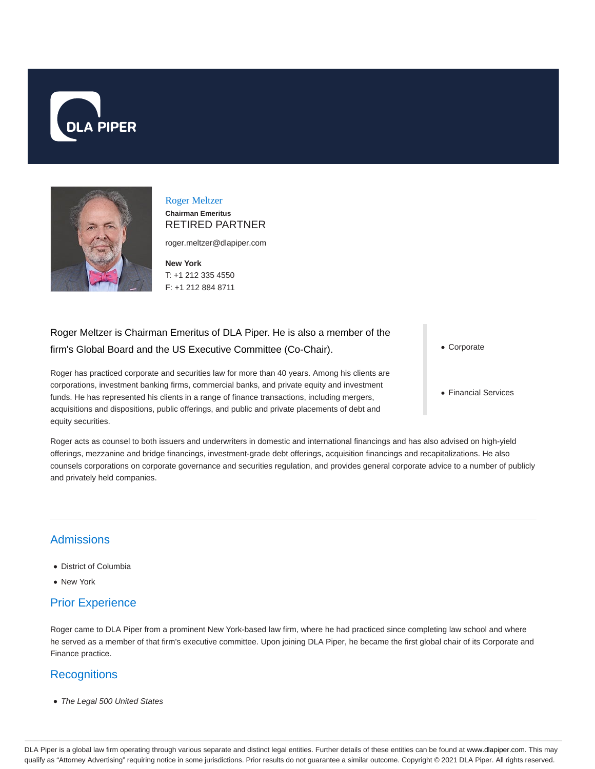DLA PIPER

# Roger Meltzer

**Chairman Emeritus**

RETIRED PARTNER

roger.meltzer@dlapiper.com

**New York**
T: +1 212 335 4550
F: +1 212 884 8711

Roger Meltzer is Chairman Emeritus of DLA Piper. He is also a member of the firm's Global Board and the US Executive Committee (Co-Chair).

Roger has practiced corporate and securities law for more than 40 years. Among his clients are corporations, investment banking firms, commercial banks, and private equity and investment funds. He has represented his clients in a range of finance transactions, including mergers, acquisitions and dispositions, public offerings, and public and private placements of debt and equity securities.

- Corporate
- Financial Services

Roger acts as counsel to both issuers and underwriters in domestic and international financings and has also advised on high-yield offerings, mezzanine and bridge financings, investment-grade debt offerings, acquisition financings and recapitalizations. He also counsels corporations on corporate governance and securities regulation, and provides general corporate advice to a number of publicly and privately held companies.

## Admissions

- District of Columbia
- New York

## Prior Experience

Roger came to DLA Piper from a prominent New York-based law firm, where he had practiced since completing law school and where he served as a member of that firm's executive committee. Upon joining DLA Piper, he became the first global chair of its Corporate and Finance practice.

## Recognitions

- *The Legal 500 United States*

DLA Piper is a global law firm operating through various separate and distinct legal entities. Further details of these entities can be found at www.dlapiper.com. This may qualify as "Attorney Advertising" requiring notice in some jurisdictions. Prior results do not guarantee a similar outcome. Copyright © 2021 DLA Piper. All rights reserved.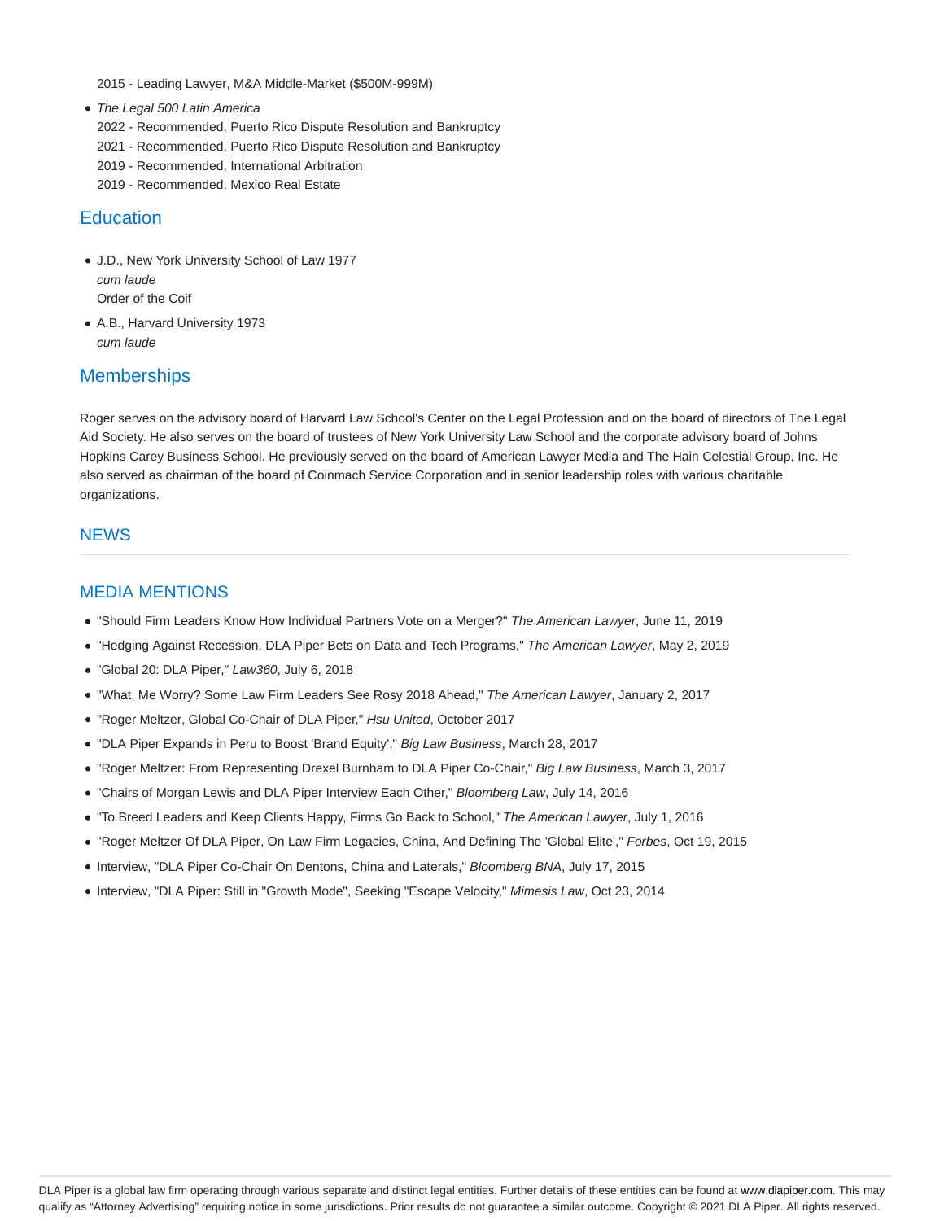2015 - Leading Lawyer, M&A Middle-Market ($500M-999M)

- *The Legal 500 Latin America*
  2022 - Recommended, Puerto Rico Dispute Resolution and Bankruptcy
  2021 - Recommended, Puerto Rico Dispute Resolution and Bankruptcy
  2019 - Recommended, International Arbitration
  2019 - Recommended, Mexico Real Estate

## Education

- J.D., New York University School of Law 1977
  *cum laude*
  Order of the Coif
- A.B., Harvard University 1973
  *cum laude*

## Memberships

Roger serves on the advisory board of Harvard Law School's Center on the Legal Profession and on the board of directors of The Legal Aid Society. He also serves on the board of trustees of New York University Law School and the corporate advisory board of Johns Hopkins Carey Business School. He previously served on the board of American Lawyer Media and The Hain Celestial Group, Inc. He also served as chairman of the board of Coinmach Service Corporation and in senior leadership roles with various charitable organizations.

## NEWS

## MEDIA MENTIONS

- "Should Firm Leaders Know How Individual Partners Vote on a Merger?" *The American Lawyer*, June 11, 2019
- "Hedging Against Recession, DLA Piper Bets on Data and Tech Programs," *The American Lawyer*, May 2, 2019
- "Global 20: DLA Piper," *Law360*, July 6, 2018
- "What, Me Worry? Some Law Firm Leaders See Rosy 2018 Ahead," *The American Lawyer*, January 2, 2017
- "Roger Meltzer, Global Co-Chair of DLA Piper," *Hsu United*, October 2017
- "DLA Piper Expands in Peru to Boost 'Brand Equity'," *Big Law Business*, March 28, 2017
- "Roger Meltzer: From Representing Drexel Burnham to DLA Piper Co-Chair," *Big Law Business*, March 3, 2017
- "Chairs of Morgan Lewis and DLA Piper Interview Each Other," *Bloomberg Law*, July 14, 2016
- "To Breed Leaders and Keep Clients Happy, Firms Go Back to School," *The American Lawyer*, July 1, 2016
- "Roger Meltzer Of DLA Piper, On Law Firm Legacies, China, And Defining The 'Global Elite'," *Forbes*, Oct 19, 2015
- Interview, "DLA Piper Co-Chair On Dentons, China and Laterals," *Bloomberg BNA*, July 17, 2015
- Interview, "DLA Piper: Still in "Growth Mode", Seeking "Escape Velocity," *Mimesis Law*, Oct 23, 2014

DLA Piper is a global law firm operating through various separate and distinct legal entities. Further details of these entities can be found at www.dlapiper.com. This may qualify as "Attorney Advertising" requiring notice in some jurisdictions. Prior results do not guarantee a similar outcome. Copyright © 2021 DLA Piper. All rights reserved.